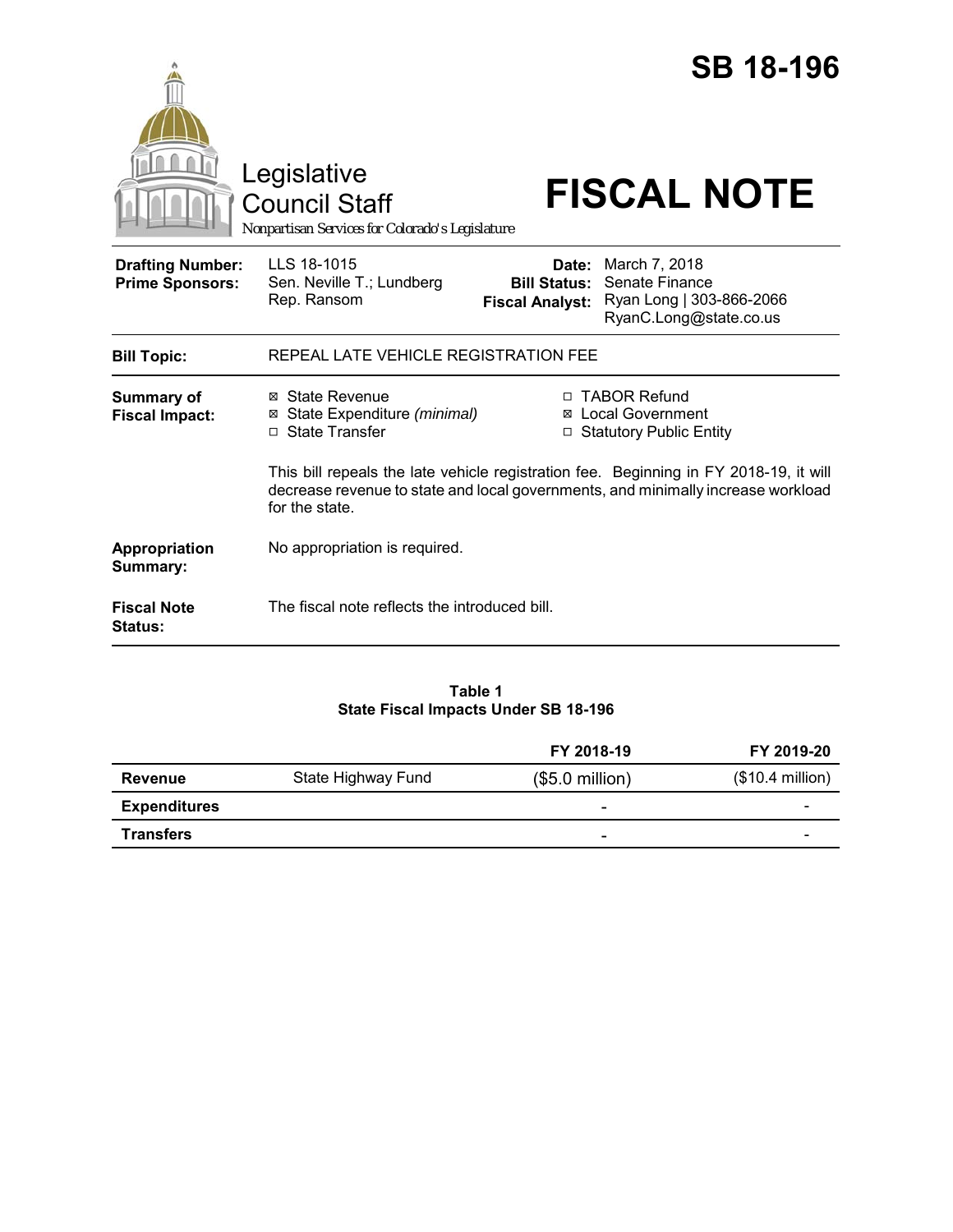# SB 18-196

Legislative Council Staff

*Nonpartisan Services for Colorado's Legislature*

# FISCAL NOTE

| | | | |
|---|---|---|---|
| **Drafting Number:** | LLS 18-1015 | **Date:** | March 7, 2018 |
| **Prime Sponsors:** | Sen. Neville T.; Lundberg<br>Rep. Ransom | **Bill Status:** | Senate Finance |
| | | **Fiscal Analyst:** | Ryan Long \| 303-866-2066<br>RyanC.Long@state.co.us |

**Bill Topic:** REPEAL LATE VEHICLE REGISTRATION FEE

**Summary of Fiscal Impact:**

- ☒ State Revenue
- ☒ State Expenditure *(minimal)*
- ☐ State Transfer
- ☐ TABOR Refund
- ☒ Local Government
- ☐ Statutory Public Entity

This bill repeals the late vehicle registration fee. Beginning in FY 2018-19, it will decrease revenue to state and local governments, and minimally increase workload for the state.

**Appropriation Summary:** No appropriation is required.

**Fiscal Note Status:** The fiscal note reflects the introduced bill.

**Table 1**
**State Fiscal Impacts Under SB 18-196**

| | | FY 2018-19 | FY 2019-20 |
|---|---|---|---|
| **Revenue** | State Highway Fund | ($5.0 million) | ($10.4 million) |
| **Expenditures** | | - | - |
| **Transfers** | | - | - |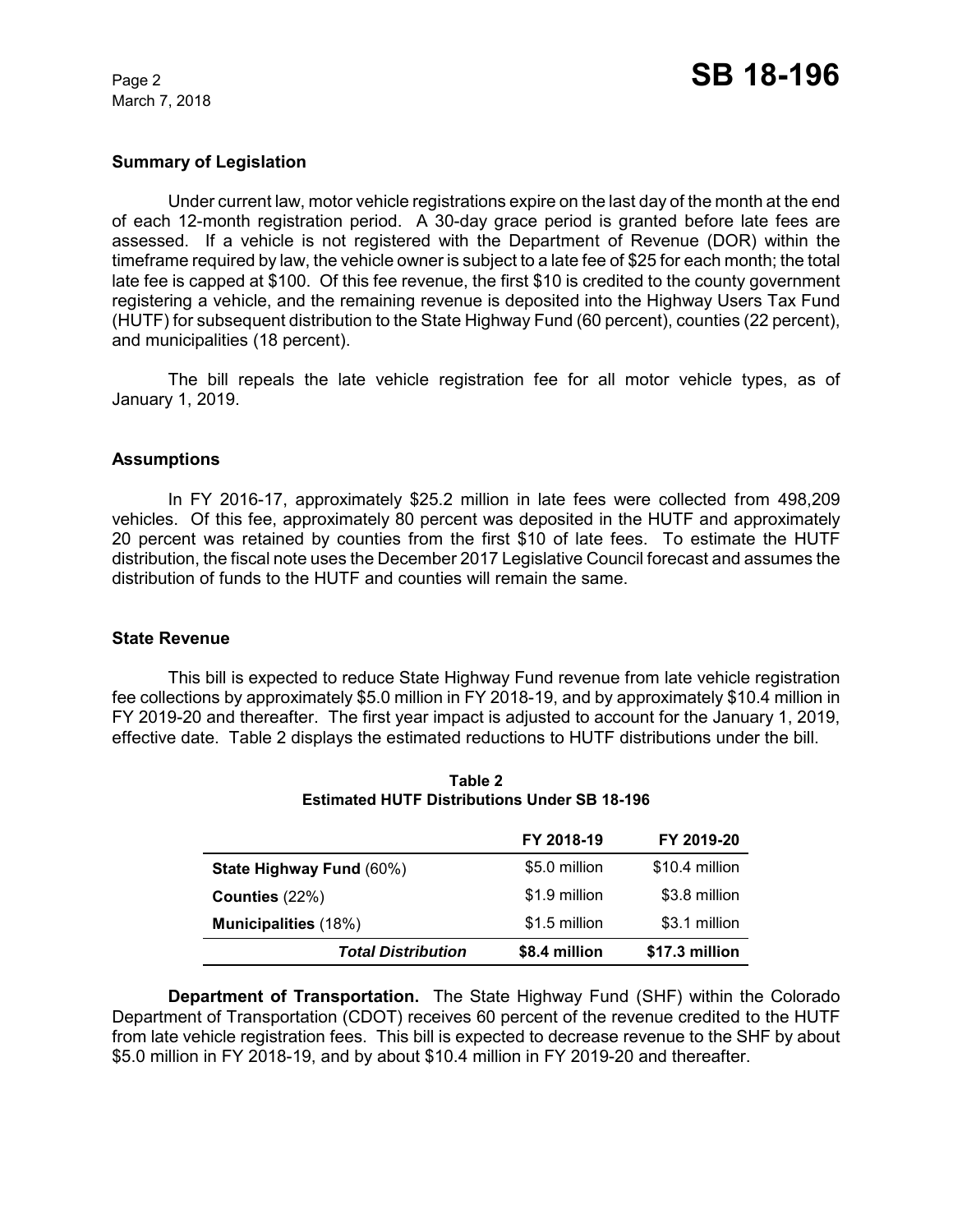## Summary of Legislation

Under current law, motor vehicle registrations expire on the last day of the month at the end of each 12-month registration period. A 30-day grace period is granted before late fees are assessed. If a vehicle is not registered with the Department of Revenue (DOR) within the timeframe required by law, the vehicle owner is subject to a late fee of $25 for each month; the total late fee is capped at $100. Of this fee revenue, the first $10 is credited to the county government registering a vehicle, and the remaining revenue is deposited into the Highway Users Tax Fund (HUTF) for subsequent distribution to the State Highway Fund (60 percent), counties (22 percent), and municipalities (18 percent).

The bill repeals the late vehicle registration fee for all motor vehicle types, as of January 1, 2019.

## Assumptions

In FY 2016-17, approximately $25.2 million in late fees were collected from 498,209 vehicles. Of this fee, approximately 80 percent was deposited in the HUTF and approximately 20 percent was retained by counties from the first $10 of late fees. To estimate the HUTF distribution, the fiscal note uses the December 2017 Legislative Council forecast and assumes the distribution of funds to the HUTF and counties will remain the same.

## State Revenue

This bill is expected to reduce State Highway Fund revenue from late vehicle registration fee collections by approximately $5.0 million in FY 2018-19, and by approximately $10.4 million in FY 2019-20 and thereafter. The first year impact is adjusted to account for the January 1, 2019, effective date. Table 2 displays the estimated reductions to HUTF distributions under the bill.

**Table 2**
**Estimated HUTF Distributions Under SB 18-196**

| | FY 2018-19 | FY 2019-20 |
|---|---|---|
| **State Highway Fund** (60%) | $5.0 million | $10.4 million |
| **Counties** (22%) | $1.9 million | $3.8 million |
| **Municipalities** (18%) | $1.5 million | $3.1 million |
| ***Total Distribution*** | **$8.4 million** | **$17.3 million** |

**Department of Transportation.** The State Highway Fund (SHF) within the Colorado Department of Transportation (CDOT) receives 60 percent of the revenue credited to the HUTF from late vehicle registration fees. This bill is expected to decrease revenue to the SHF by about $5.0 million in FY 2018-19, and by about $10.4 million in FY 2019-20 and thereafter.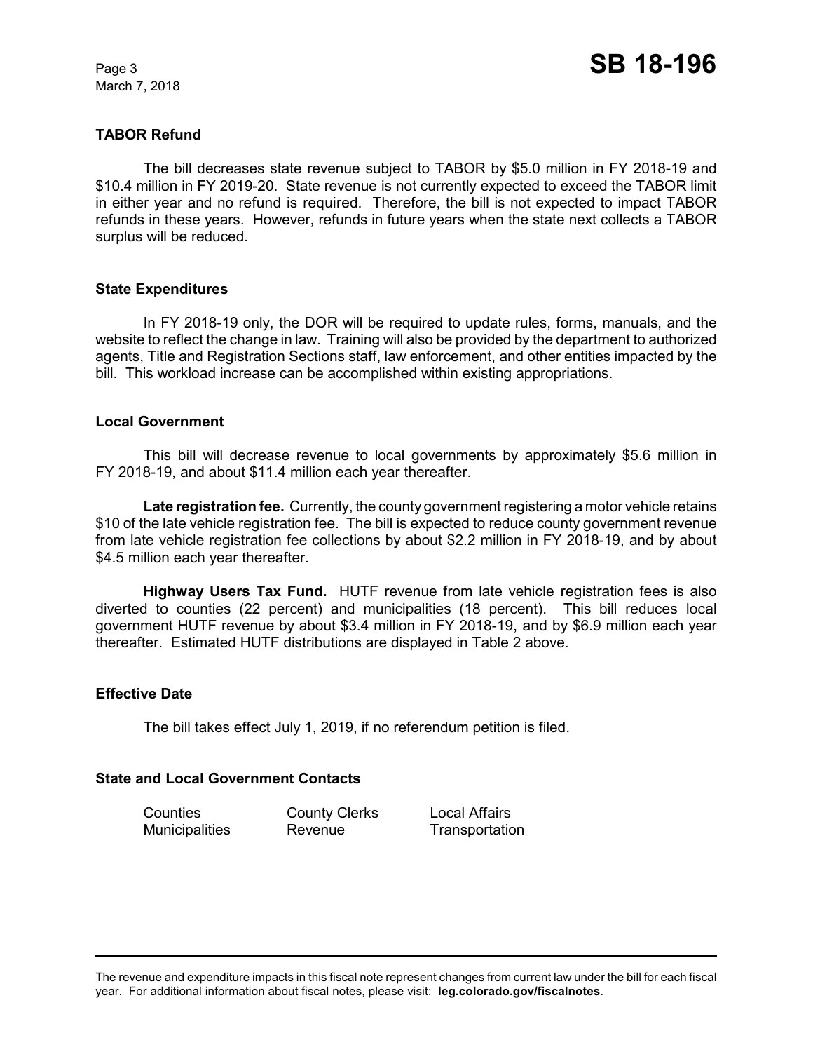### TABOR Refund

The bill decreases state revenue subject to TABOR by $5.0 million in FY 2018-19 and $10.4 million in FY 2019-20. State revenue is not currently expected to exceed the TABOR limit in either year and no refund is required. Therefore, the bill is not expected to impact TABOR refunds in these years. However, refunds in future years when the state next collects a TABOR surplus will be reduced.

### State Expenditures

In FY 2018-19 only, the DOR will be required to update rules, forms, manuals, and the website to reflect the change in law. Training will also be provided by the department to authorized agents, Title and Registration Sections staff, law enforcement, and other entities impacted by the bill. This workload increase can be accomplished within existing appropriations.

### Local Government

This bill will decrease revenue to local governments by approximately $5.6 million in FY 2018-19, and about $11.4 million each year thereafter.

**Late registration fee.** Currently, the county government registering a motor vehicle retains $10 of the late vehicle registration fee. The bill is expected to reduce county government revenue from late vehicle registration fee collections by about $2.2 million in FY 2018-19, and by about $4.5 million each year thereafter.

**Highway Users Tax Fund.** HUTF revenue from late vehicle registration fees is also diverted to counties (22 percent) and municipalities (18 percent). This bill reduces local government HUTF revenue by about $3.4 million in FY 2018-19, and by $6.9 million each year thereafter. Estimated HUTF distributions are displayed in Table 2 above.

### Effective Date

The bill takes effect July 1, 2019, if no referendum petition is filed.

### State and Local Government Contacts

| | | |
|---|---|---|
| Counties | County Clerks | Local Affairs |
| Municipalities | Revenue | Transportation |

The revenue and expenditure impacts in this fiscal note represent changes from current law under the bill for each fiscal year. For additional information about fiscal notes, please visit: **leg.colorado.gov/fiscalnotes**.